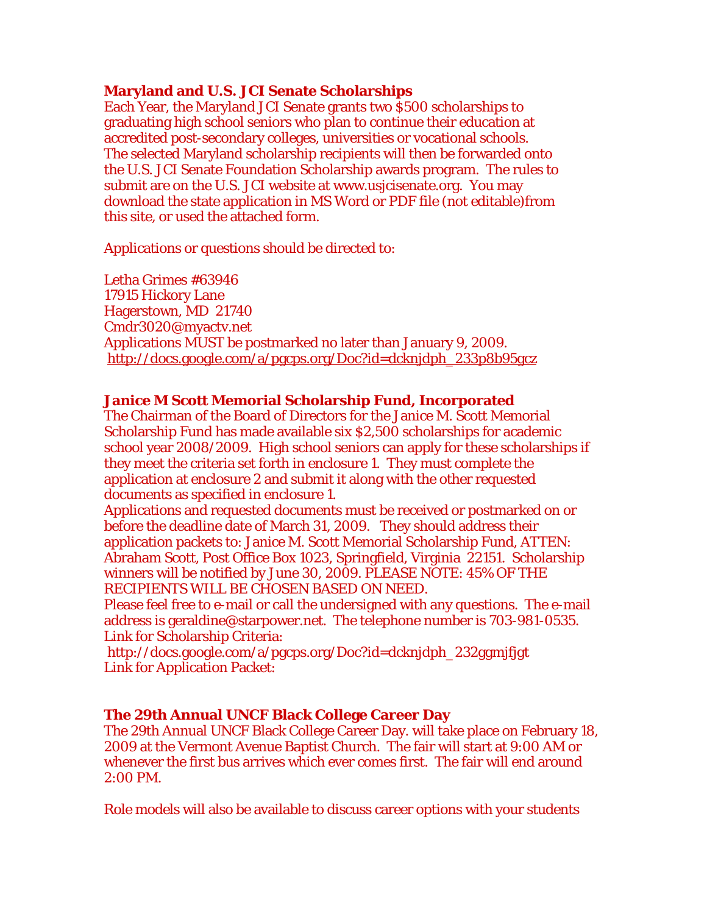**Maryland and U.S. JCI Senate Scholarships**

Each Year, the Maryland JCI Senate grants two $500 scholarships to graduating high school seniors who plan to continue their education at accredited post-secondary colleges, universities or vocational schools. The selected Maryland scholarship recipients will then be forwarded onto the U.S. JCI Senate Foundation Scholarship awards program. The rules to submit are on the U.S. JCI website at www.usjcisenate.org. You may download the state application in MS Word or PDF file (not editable)from this site, or used the attached form.

Applications or questions should be directed to:

Letha Grimes #63946
17915 Hickory Lane
Hagerstown, MD 21740
Cmdr3020@myactv.net
Applications MUST be postmarked no later than January 9, 2009.
http://docs.google.com/a/pgcps.org/Doc?id=dcknjdph_233p8b95gcz

**Janice M Scott Memorial Scholarship Fund, Incorporated**

The Chairman of the Board of Directors for the Janice M. Scott Memorial Scholarship Fund has made available six $2,500 scholarships for academic school year 2008/2009. High school seniors can apply for these scholarships if they meet the criteria set forth in enclosure 1. They must complete the application at enclosure 2 and submit it along with the other requested documents as specified in enclosure 1.
Applications and requested documents must be received or postmarked on or before the deadline date of March 31, 2009. They should address their application packets to: Janice M. Scott Memorial Scholarship Fund, ATTEN: Abraham Scott, Post Office Box 1023, Springfield, Virginia 22151. Scholarship winners will be notified by June 30, 2009. PLEASE NOTE: 45% OF THE RECIPIENTS WILL BE CHOSEN BASED ON NEED.
Please feel free to e-mail or call the undersigned with any questions. The e-mail address is geraldine@starpower.net. The telephone number is 703-981-0535.
Link for Scholarship Criteria:
http://docs.google.com/a/pgcps.org/Doc?id=dcknjdph_232ggmjfjgt
Link for Application Packet:

**The 29th Annual UNCF Black College Career Day**

The 29th Annual UNCF Black College Career Day. will take place on February 18, 2009 at the Vermont Avenue Baptist Church. The fair will start at 9:00 AM or whenever the first bus arrives which ever comes first. The fair will end around 2:00 PM.

Role models will also be available to discuss career options with your students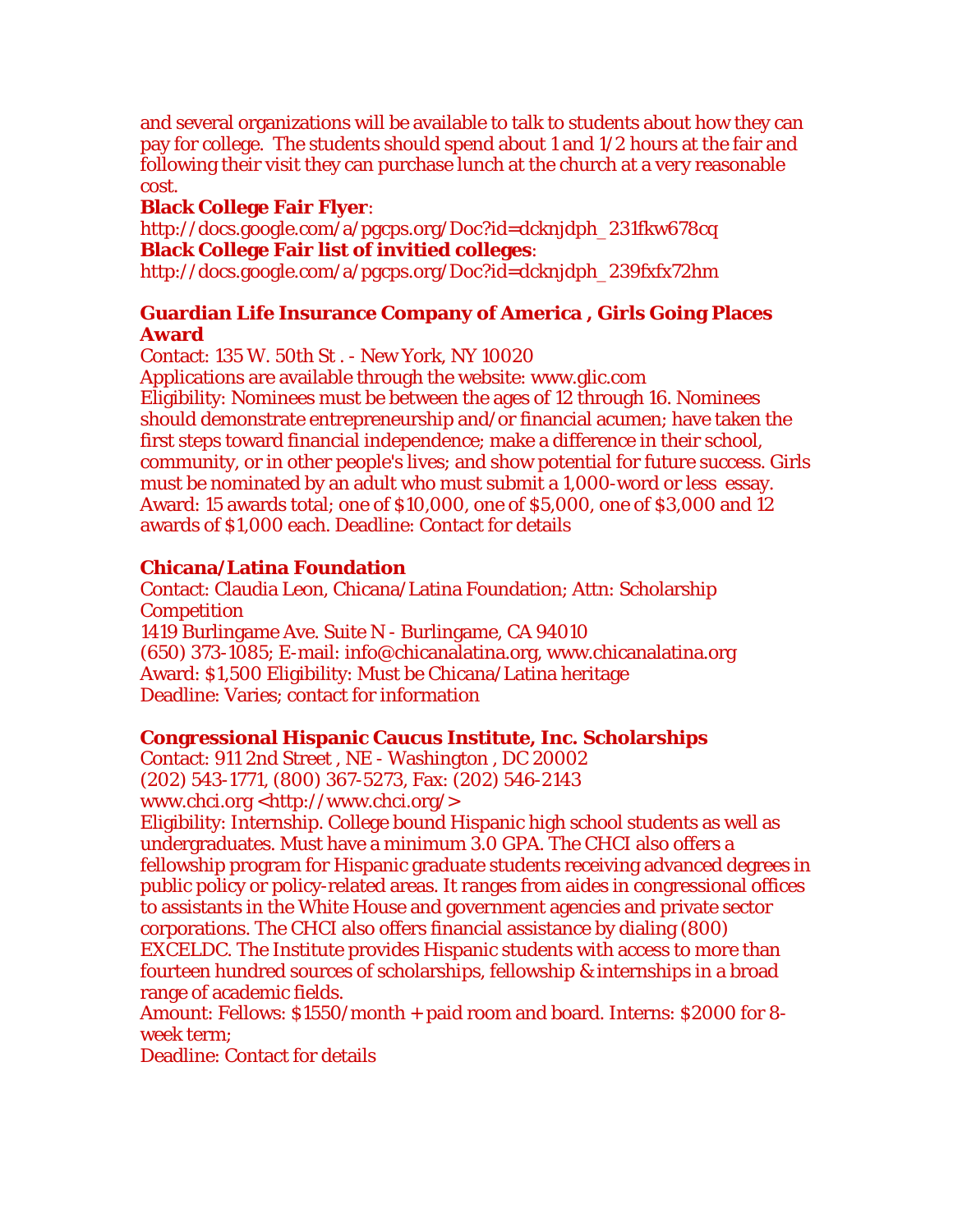and several organizations will be available to talk to students about how they can pay for college.  The students should spend about 1 and 1/2 hours at the fair and following their visit they can purchase lunch at the church at a very reasonable cost.

**Black College Fair Flyer**:
http://docs.google.com/a/pgcps.org/Doc?id=dcknjdph_231fkw678cq
**Black College Fair list of invitied colleges**:
http://docs.google.com/a/pgcps.org/Doc?id=dcknjdph_239fxfx72hm

**Guardian Life Insurance Company of America , Girls Going Places Award**
Contact: 135 W. 50th St . - New York, NY 10020
Applications are available through the website: www.glic.com
Eligibility: Nominees must be between the ages of 12 through 16. Nominees should demonstrate entrepreneurship and/or financial acumen; have taken the first steps toward financial independence; make a difference in their school, community, or in other people's lives; and show potential for future success. Girls must be nominated by an adult who must submit a 1,000-word or less  essay. Award: 15 awards total; one of $10,000, one of $5,000, one of $3,000 and 12 awards of $1,000 each. Deadline: Contact for details

**Chicana/Latina Foundation**
Contact: Claudia Leon, Chicana/Latina Foundation; Attn: Scholarship Competition
1419 Burlingame Ave. Suite N - Burlingame, CA 94010
(650) 373-1085; E-mail: info@chicanalatina.org, www.chicanalatina.org
Award: $1,500 Eligibility: Must be Chicana/Latina heritage
Deadline: Varies; contact for information

**Congressional Hispanic Caucus Institute, Inc. Scholarships**
Contact: 911 2nd Street , NE - Washington , DC 20002
(202) 543-1771, (800) 367-5273, Fax: (202) 546-2143
www.chci.org <http://www.chci.org/>
Eligibility: Internship. College bound Hispanic high school students as well as undergraduates. Must have a minimum 3.0 GPA. The CHCI also offers a fellowship program for Hispanic graduate students receiving advanced degrees in public policy or policy-related areas. It ranges from aides in congressional offices to assistants in the White House and government agencies and private sector corporations. The CHCI also offers financial assistance by dialing (800) EXCELDC. The Institute provides Hispanic students with access to more than fourteen hundred sources of scholarships, fellowship & internships in a broad range of academic fields.
Amount: Fellows: $1550/month + paid room and board. Interns: $2000 for 8-week term;
Deadline: Contact for details